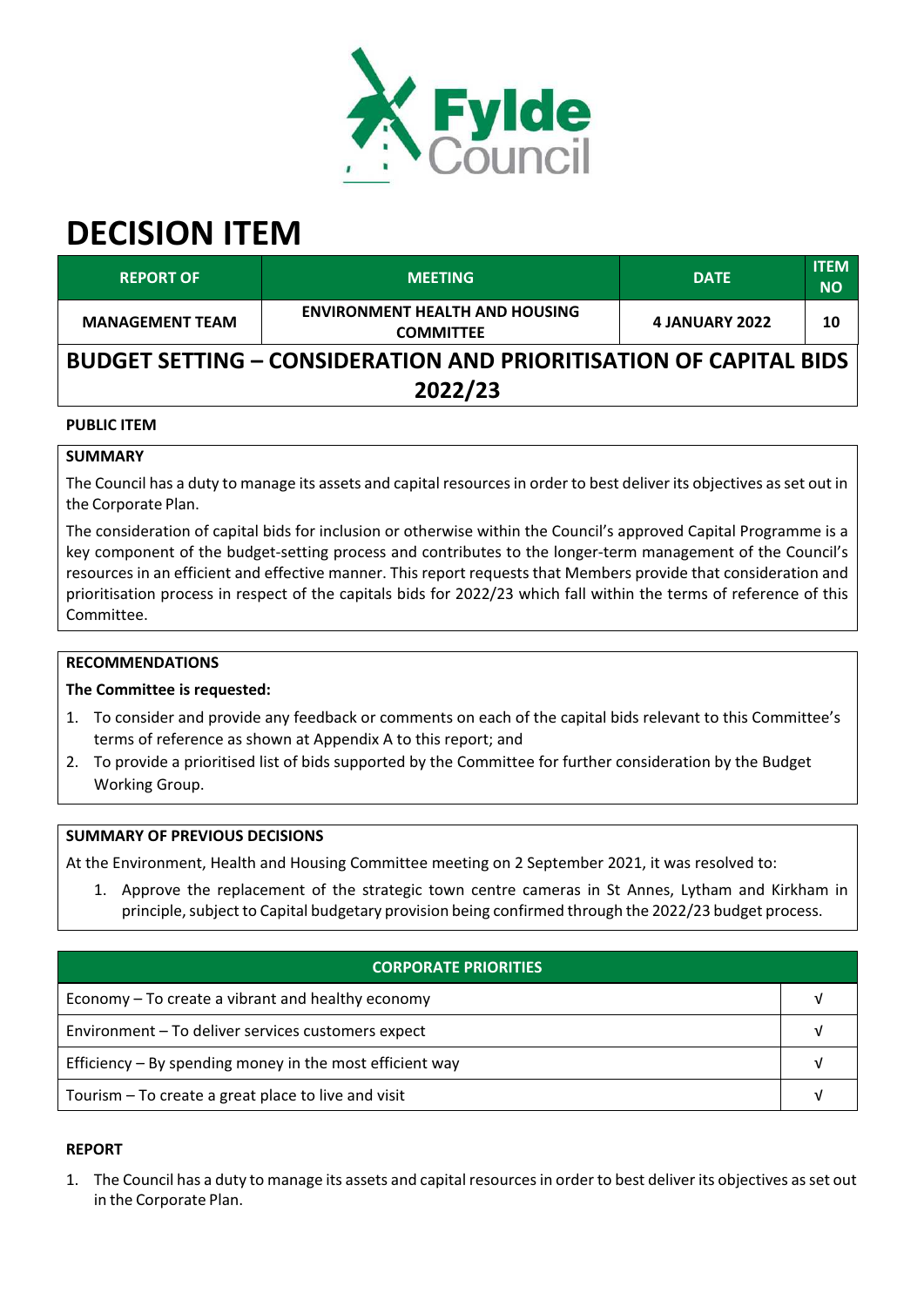# DECISION ITEM

| REPORT OF | MEETING | DATE | ITEM NO |
|---|---|---|---|
| MANAGEMENT TEAM | ENVIRONMENT HEALTH AND HOUSING COMMITTEE | 4 JANUARY 2022 | 10 |

## BUDGET SETTING – CONSIDERATION AND PRIORITISATION OF CAPITAL BIDS 2022/23

**PUBLIC ITEM**

**SUMMARY**

The Council has a duty to manage its assets and capital resources in order to best deliver its objectives as set out in the Corporate Plan.

The consideration of capital bids for inclusion or otherwise within the Council's approved Capital Programme is a key component of the budget-setting process and contributes to the longer-term management of the Council's resources in an efficient and effective manner. This report requests that Members provide that consideration and prioritisation process in respect of the capitals bids for 2022/23 which fall within the terms of reference of this Committee.

**RECOMMENDATIONS**

**The Committee is requested:**

1. To consider and provide any feedback or comments on each of the capital bids relevant to this Committee's terms of reference as shown at Appendix A to this report; and
2. To provide a prioritised list of bids supported by the Committee for further consideration by the Budget Working Group.

**SUMMARY OF PREVIOUS DECISIONS**

At the Environment, Health and Housing Committee meeting on 2 September 2021, it was resolved to:

1. Approve the replacement of the strategic town centre cameras in St Annes, Lytham and Kirkham in principle, subject to Capital budgetary provision being confirmed through the 2022/23 budget process.

| CORPORATE PRIORITIES | |
|---|---|
| Economy – To create a vibrant and healthy economy | √ |
| Environment – To deliver services customers expect | √ |
| Efficiency – By spending money in the most efficient way | √ |
| Tourism – To create a great place to live and visit | √ |

**REPORT**

1. The Council has a duty to manage its assets and capital resources in order to best deliver its objectives as set out in the Corporate Plan.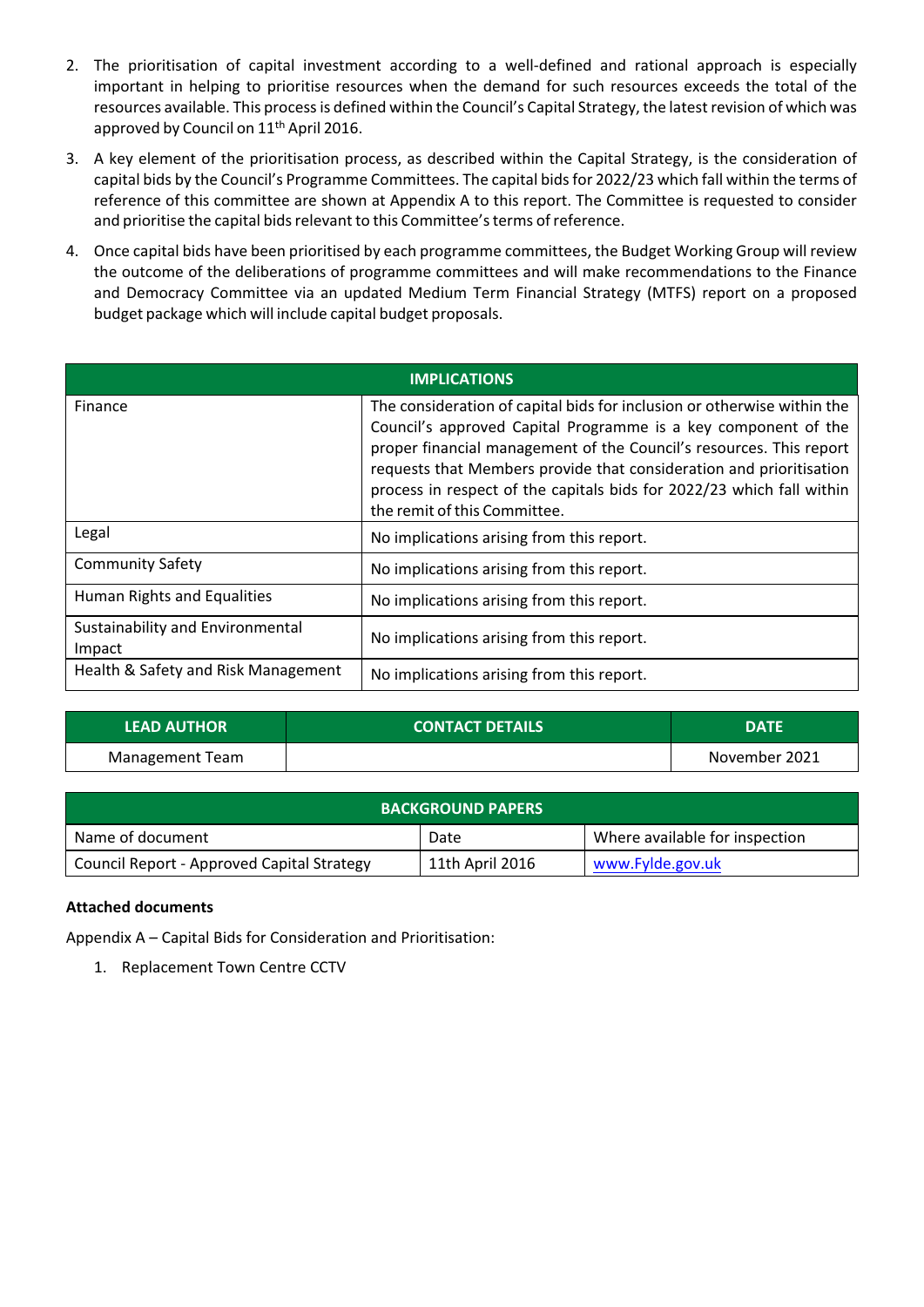2. The prioritisation of capital investment according to a well-defined and rational approach is especially important in helping to prioritise resources when the demand for such resources exceeds the total of the resources available. This process is defined within the Council's Capital Strategy, the latest revision of which was approved by Council on 11th April 2016.

3. A key element of the prioritisation process, as described within the Capital Strategy, is the consideration of capital bids by the Council's Programme Committees. The capital bids for 2022/23 which fall within the terms of reference of this committee are shown at Appendix A to this report. The Committee is requested to consider and prioritise the capital bids relevant to this Committee's terms of reference.

4. Once capital bids have been prioritised by each programme committees, the Budget Working Group will review the outcome of the deliberations of programme committees and will make recommendations to the Finance and Democracy Committee via an updated Medium Term Financial Strategy (MTFS) report on a proposed budget package which will include capital budget proposals.

| IMPLICATIONS | |
|---|---|
| Finance | The consideration of capital bids for inclusion or otherwise within the Council's approved Capital Programme is a key component of the proper financial management of the Council's resources. This report requests that Members provide that consideration and prioritisation process in respect of the capitals bids for 2022/23 which fall within the remit of this Committee. |
| Legal | No implications arising from this report. |
| Community Safety | No implications arising from this report. |
| Human Rights and Equalities | No implications arising from this report. |
| Sustainability and Environmental Impact | No implications arising from this report. |
| Health & Safety and Risk Management | No implications arising from this report. |

| LEAD AUTHOR | CONTACT DETAILS | DATE |
|---|---|---|
| Management Team | | November 2021 |

| BACKGROUND PAPERS | | |
|---|---|---|
| Name of document | Date | Where available for inspection |
| Council Report - Approved Capital Strategy | 11th April 2016 | www.Fylde.gov.uk |

**Attached documents**

Appendix A – Capital Bids for Consideration and Prioritisation:

1. Replacement Town Centre CCTV